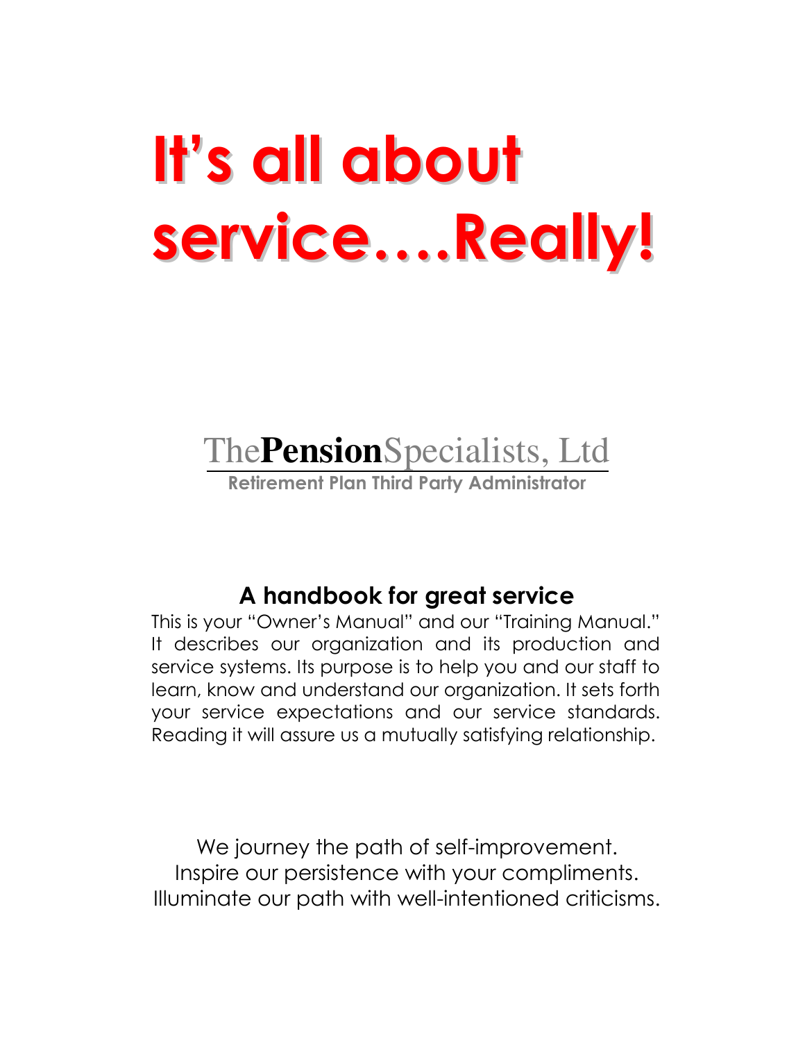# It's all about service….Really!

The**Pension**Specialists, Ltd

**Retirement Plan Third Party Administrator**

## A handbook for great service

This is your "Owner's Manual" and our "Training Manual." It describes our organization and its production and service systems. Its purpose is to help you and our staff to learn, know and understand our organization. It sets forth your service expectations and our service standards. Reading it will assure us a mutually satisfying relationship.

We journey the path of self-improvement.
Inspire our persistence with your compliments.
Illuminate our path with well-intentioned criticisms.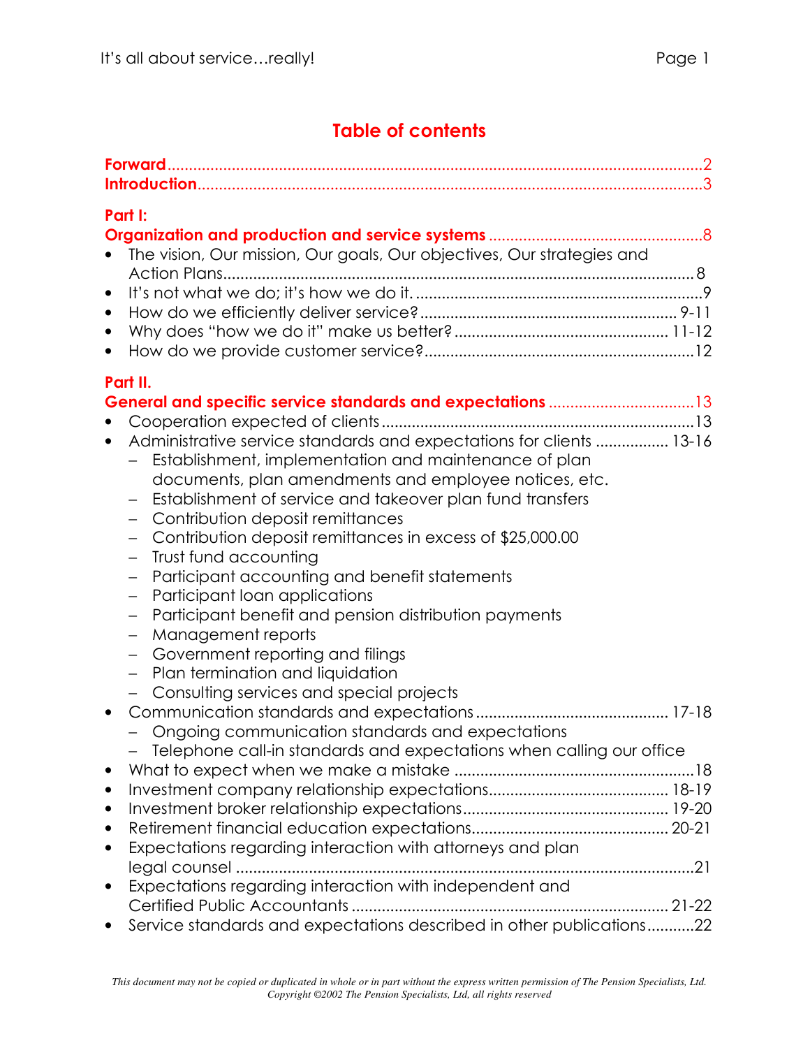# Table of contents

**Forward** ......................................................................................................... 2
**Introduction** .................................................................................................. 3

**Part I:**
**Organization and production and service systems** ............................................ 8

- The vision, Our mission, Our goals, Our objectives, Our strategies and Action Plans ................................................................................................ 8
- It's not what we do; it's how we do it. ................................................................ 9
- How do we efficiently deliver service? ........................................................ 9-11
- Why does "how we do it" make us better? ............................................... 11-12
- How do we provide customer service? ........................................................... 12

**Part II.**
**General and specific service standards and expectations** .................................. 13

- Cooperation expected of clients ..................................................................... 13
- Administrative service standards and expectations for clients ................ 13-16
  - Establishment, implementation and maintenance of plan documents, plan amendments and employee notices, etc.
  - Establishment of service and takeover plan fund transfers
  - Contribution deposit remittances
  - Contribution deposit remittances in excess of $25,000.00
  - Trust fund accounting
  - Participant accounting and benefit statements
  - Participant loan applications
  - Participant benefit and pension distribution payments
  - Management reports
  - Government reporting and filings
  - Plan termination and liquidation
  - Consulting services and special projects
- Communication standards and expectations .......................................... 17-18
  - Ongoing communication standards and expectations
  - Telephone call-in standards and expectations when calling our office
- What to expect when we make a mistake ...................................................... 18
- Investment company relationship expectations......................................... 18-19
- Investment broker relationship expectations .............................................. 19-20
- Retirement financial education expectations............................................. 20-21
- Expectations regarding interaction with attorneys and plan legal counsel ......................................................................................................... 21
- Expectations regarding interaction with independent and Certified Public Accountants ....................................................................... 21-22
- Service standards and expectations described in other publications ........... 22

*This document may not be copied or duplicated in whole or in part without the express written permission of The Pension Specialists, Ltd.*
*Copyright ©2002 The Pension Specialists, Ltd, all rights reserved*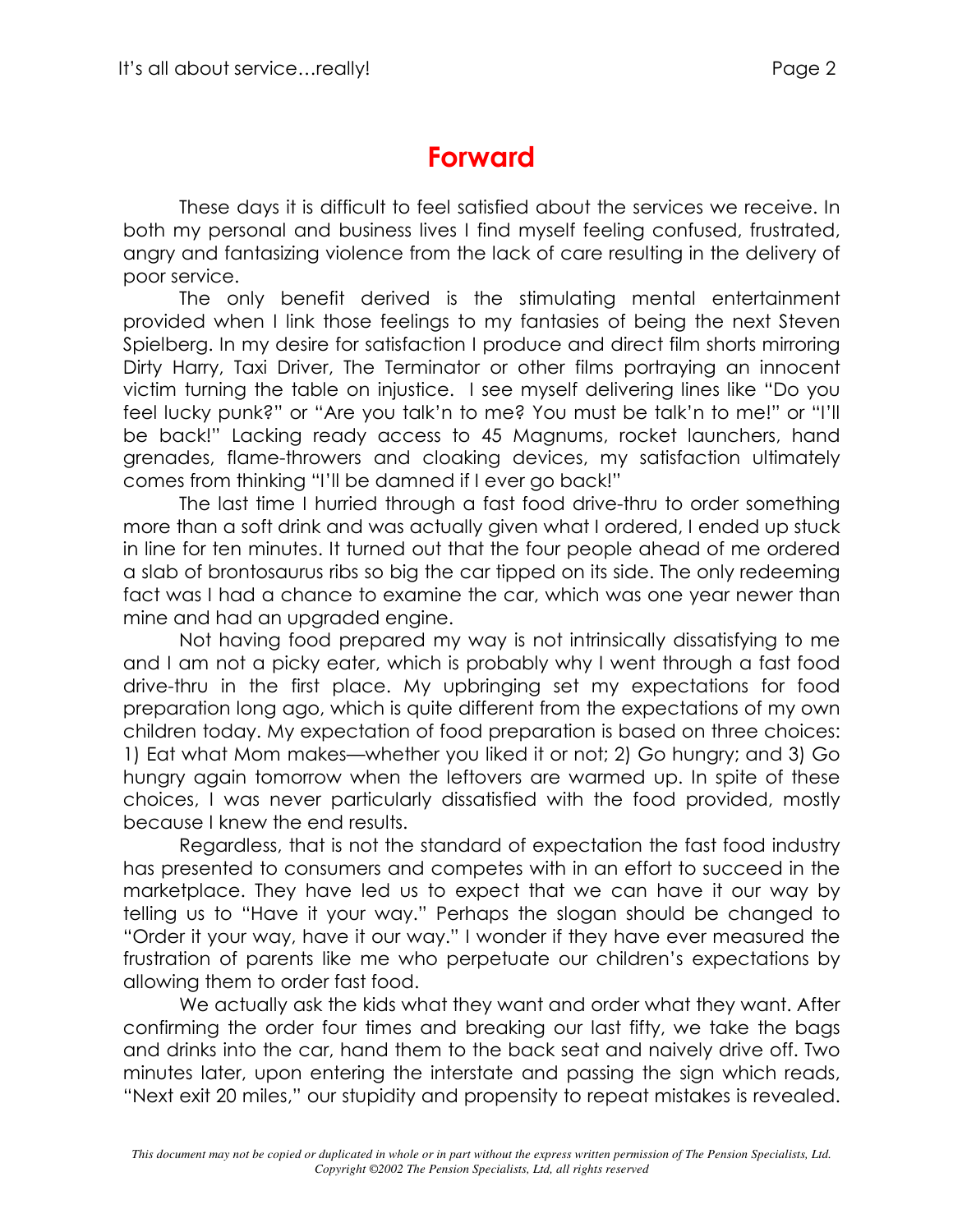# Forward

These days it is difficult to feel satisfied about the services we receive. In both my personal and business lives I find myself feeling confused, frustrated, angry and fantasizing violence from the lack of care resulting in the delivery of poor service.

The only benefit derived is the stimulating mental entertainment provided when I link those feelings to my fantasies of being the next Steven Spielberg. In my desire for satisfaction I produce and direct film shorts mirroring Dirty Harry, Taxi Driver, The Terminator or other films portraying an innocent victim turning the table on injustice. I see myself delivering lines like "Do you feel lucky punk?" or "Are you talk'n to me? You must be talk'n to me!" or "I'll be back!" Lacking ready access to 45 Magnums, rocket launchers, hand grenades, flame-throwers and cloaking devices, my satisfaction ultimately comes from thinking "I'll be damned if I ever go back!"

The last time I hurried through a fast food drive-thru to order something more than a soft drink and was actually given what I ordered, I ended up stuck in line for ten minutes. It turned out that the four people ahead of me ordered a slab of brontosaurus ribs so big the car tipped on its side. The only redeeming fact was I had a chance to examine the car, which was one year newer than mine and had an upgraded engine.

Not having food prepared my way is not intrinsically dissatisfying to me and I am not a picky eater, which is probably why I went through a fast food drive-thru in the first place. My upbringing set my expectations for food preparation long ago, which is quite different from the expectations of my own children today. My expectation of food preparation is based on three choices: 1) Eat what Mom makes—whether you liked it or not; 2) Go hungry; and 3) Go hungry again tomorrow when the leftovers are warmed up. In spite of these choices, I was never particularly dissatisfied with the food provided, mostly because I knew the end results.

Regardless, that is not the standard of expectation the fast food industry has presented to consumers and competes with in an effort to succeed in the marketplace. They have led us to expect that we can have it our way by telling us to "Have it your way." Perhaps the slogan should be changed to "Order it your way, have it our way." I wonder if they have ever measured the frustration of parents like me who perpetuate our children's expectations by allowing them to order fast food.

We actually ask the kids what they want and order what they want. After confirming the order four times and breaking our last fifty, we take the bags and drinks into the car, hand them to the back seat and naively drive off. Two minutes later, upon entering the interstate and passing the sign which reads, "Next exit 20 miles," our stupidity and propensity to repeat mistakes is revealed.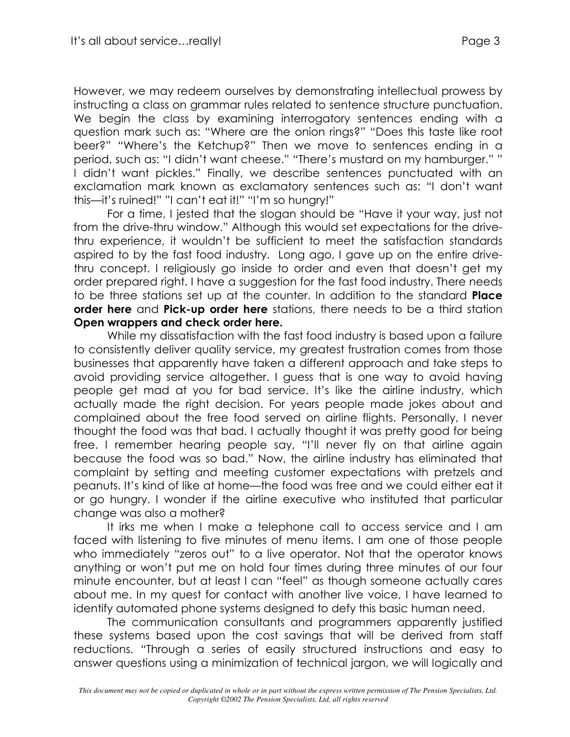However, we may redeem ourselves by demonstrating intellectual prowess by instructing a class on grammar rules related to sentence structure punctuation. We begin the class by examining interrogatory sentences ending with a question mark such as: "Where are the onion rings?" "Does this taste like root beer?" "Where's the Ketchup?" Then we move to sentences ending in a period, such as: "I didn't want cheese." "There's mustard on my hamburger." " I didn't want pickles." Finally, we describe sentences punctuated with an exclamation mark known as exclamatory sentences such as: "I don't want this—it's ruined!" "I can't eat it!" "I'm so hungry!"

For a time, I jested that the slogan should be "Have it your way, just not from the drive-thru window." Although this would set expectations for the drive-thru experience, it wouldn't be sufficient to meet the satisfaction standards aspired to by the fast food industry. Long ago, I gave up on the entire drive-thru concept. I religiously go inside to order and even that doesn't get my order prepared right. I have a suggestion for the fast food industry. There needs to be three stations set up at the counter. In addition to the standard **Place order here** and **Pick-up order here** stations, there needs to be a third station **Open wrappers and check order here.**

While my dissatisfaction with the fast food industry is based upon a failure to consistently deliver quality service, my greatest frustration comes from those businesses that apparently have taken a different approach and take steps to avoid providing service altogether. I guess that is one way to avoid having people get mad at you for bad service. It's like the airline industry, which actually made the right decision. For years people made jokes about and complained about the free food served on airline flights. Personally, I never thought the food was that bad. I actually thought it was pretty good for being free. I remember hearing people say, "I'll never fly on that airline again because the food was so bad." Now, the airline industry has eliminated that complaint by setting and meeting customer expectations with pretzels and peanuts. It's kind of like at home—the food was free and we could either eat it or go hungry. I wonder if the airline executive who instituted that particular change was also a mother?

It irks me when I make a telephone call to access service and I am faced with listening to five minutes of menu items. I am one of those people who immediately "zeros out" to a live operator. Not that the operator knows anything or won't put me on hold four times during three minutes of our four minute encounter, but at least I can "feel" as though someone actually cares about me. In my quest for contact with another live voice, I have learned to identify automated phone systems designed to defy this basic human need.

The communication consultants and programmers apparently justified these systems based upon the cost savings that will be derived from staff reductions. "Through a series of easily structured instructions and easy to answer questions using a minimization of technical jargon, we will logically and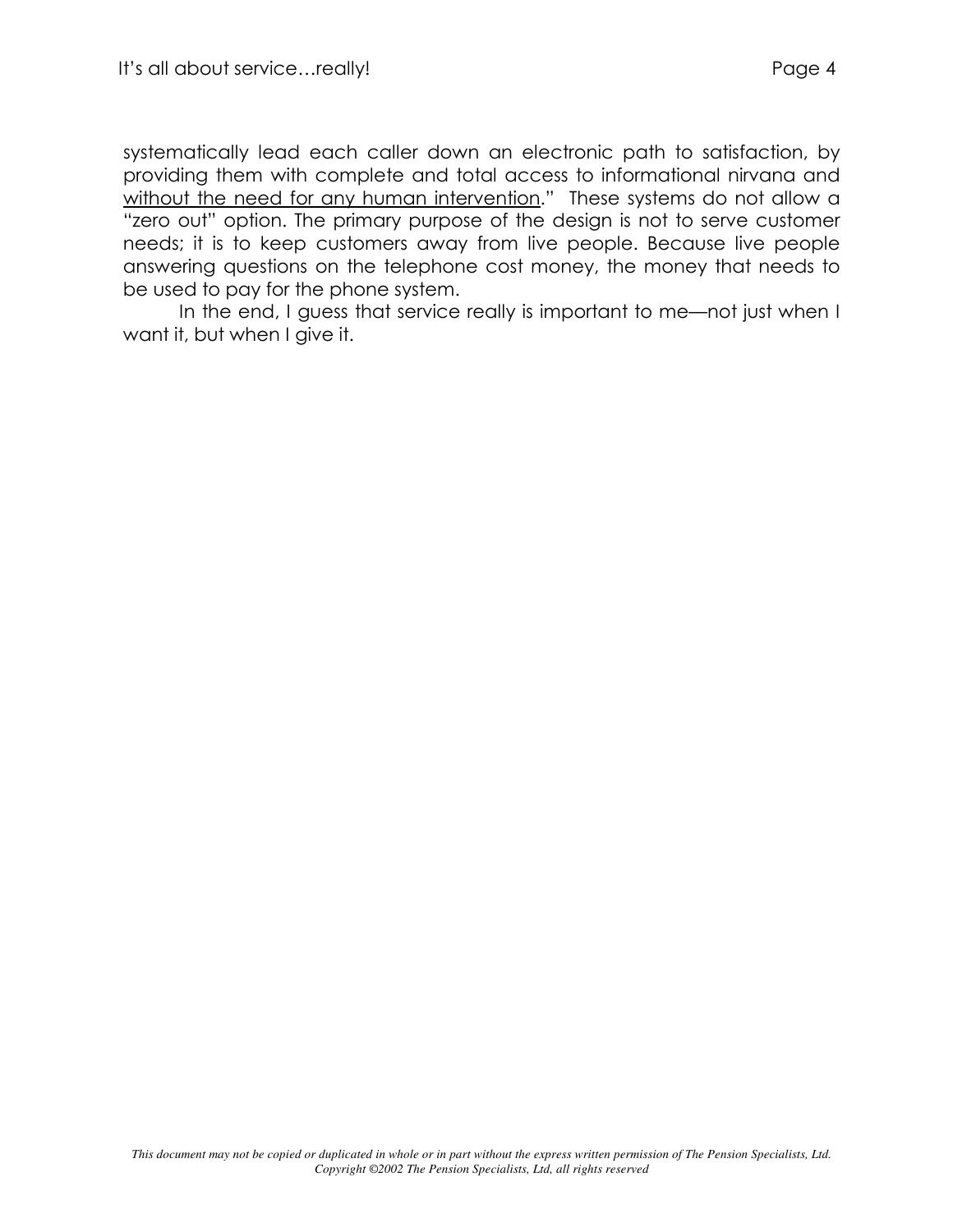systematically lead each caller down an electronic path to satisfaction, by providing them with complete and total access to informational nirvana and <u>without the need for any human intervention</u>." These systems do not allow a "zero out" option. The primary purpose of the design is not to serve customer needs; it is to keep customers away from live people. Because live people answering questions on the telephone cost money, the money that needs to be used to pay for the phone system.

In the end, I guess that service really is important to me—not just when I want it, but when I give it.

*This document may not be copied or duplicated in whole or in part without the express written permission of The Pension Specialists, Ltd. Copyright ©2002 The Pension Specialists, Ltd, all rights reserved*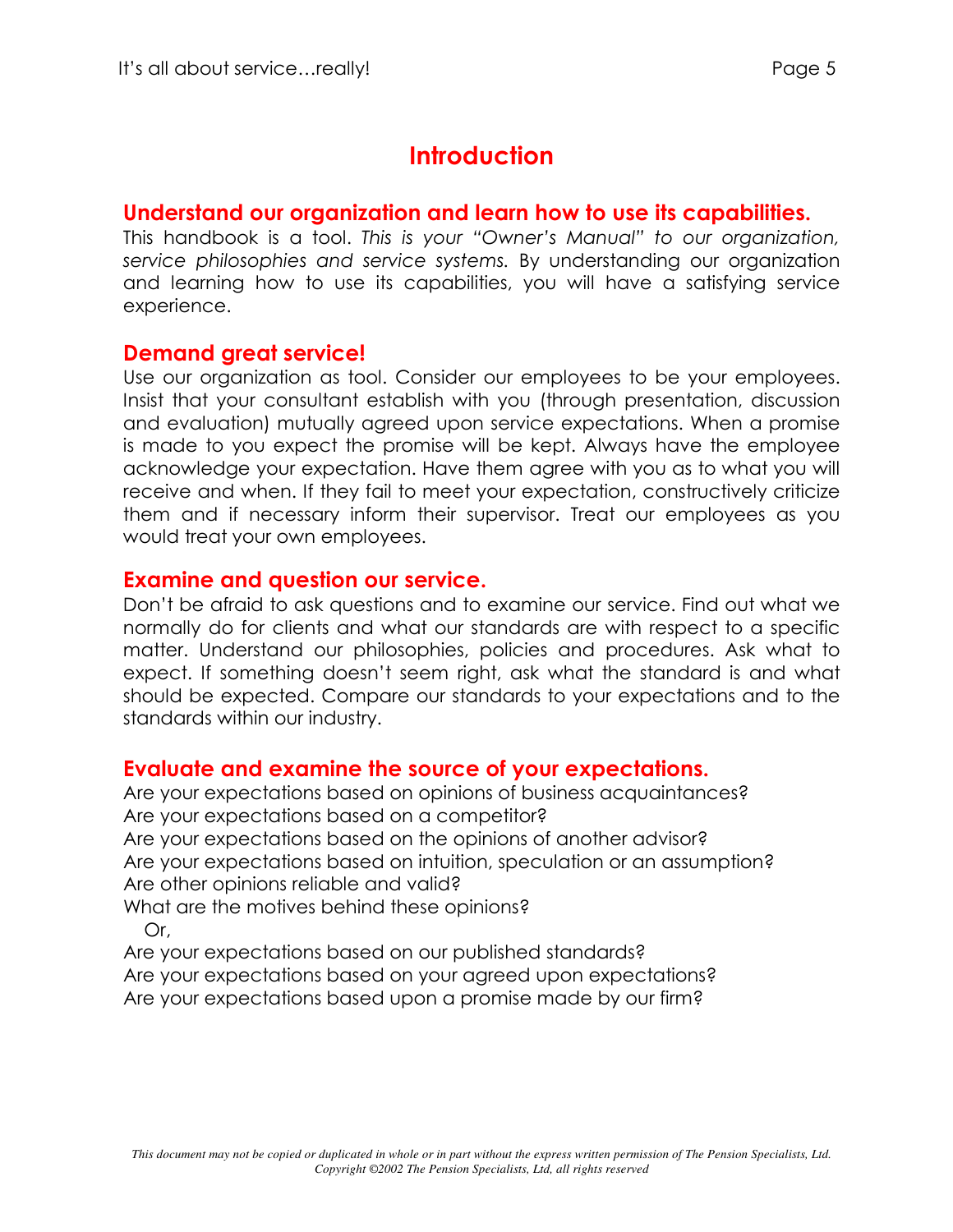# Introduction

## Understand our organization and learn how to use its capabilities.

This handbook is a tool. *This is your "Owner's Manual" to our organization, service philosophies and service systems.* By understanding our organization and learning how to use its capabilities, you will have a satisfying service experience.

## Demand great service!

Use our organization as tool. Consider our employees to be your employees. Insist that your consultant establish with you (through presentation, discussion and evaluation) mutually agreed upon service expectations. When a promise is made to you expect the promise will be kept. Always have the employee acknowledge your expectation. Have them agree with you as to what you will receive and when. If they fail to meet your expectation, constructively criticize them and if necessary inform their supervisor. Treat our employees as you would treat your own employees.

## Examine and question our service.

Don't be afraid to ask questions and to examine our service. Find out what we normally do for clients and what our standards are with respect to a specific matter. Understand our philosophies, policies and procedures. Ask what to expect. If something doesn't seem right, ask what the standard is and what should be expected. Compare our standards to your expectations and to the standards within our industry.

## Evaluate and examine the source of your expectations.

Are your expectations based on opinions of business acquaintances?
Are your expectations based on a competitor?
Are your expectations based on the opinions of another advisor?
Are your expectations based on intuition, speculation or an assumption?
Are other opinions reliable and valid?
What are the motives behind these opinions?
Or,
Are your expectations based on our published standards?
Are your expectations based on your agreed upon expectations?
Are your expectations based upon a promise made by our firm?

*This document may not be copied or duplicated in whole or in part without the express written permission of The Pension Specialists, Ltd.*
*Copyright ©2002 The Pension Specialists, Ltd, all rights reserved*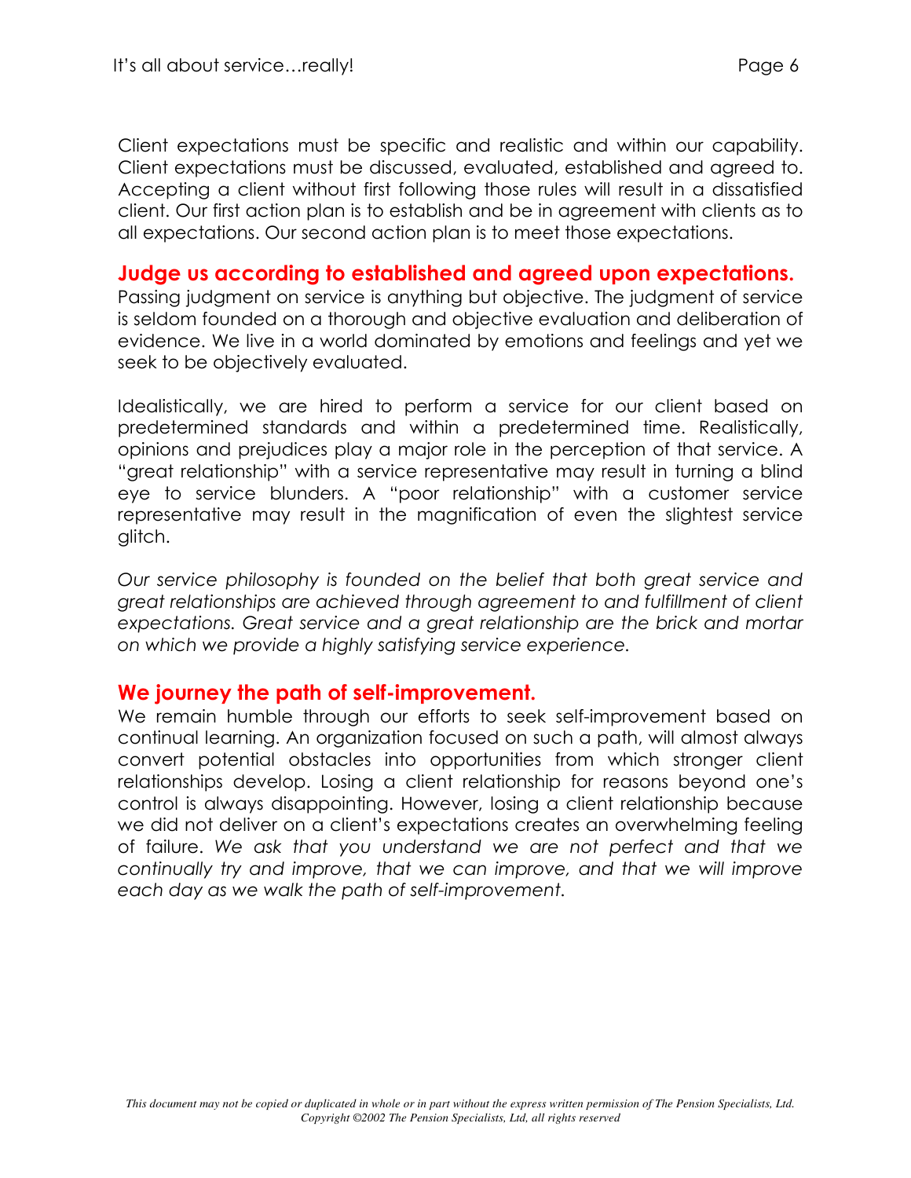Client expectations must be specific and realistic and within our capability. Client expectations must be discussed, evaluated, established and agreed to. Accepting a client without first following those rules will result in a dissatisfied client. Our first action plan is to establish and be in agreement with clients as to all expectations. Our second action plan is to meet those expectations.

## Judge us according to established and agreed upon expectations.

Passing judgment on service is anything but objective. The judgment of service is seldom founded on a thorough and objective evaluation and deliberation of evidence. We live in a world dominated by emotions and feelings and yet we seek to be objectively evaluated.

Idealistically, we are hired to perform a service for our client based on predetermined standards and within a predetermined time. Realistically, opinions and prejudices play a major role in the perception of that service. A "great relationship" with a service representative may result in turning a blind eye to service blunders. A "poor relationship" with a customer service representative may result in the magnification of even the slightest service glitch.

*Our service philosophy is founded on the belief that both great service and great relationships are achieved through agreement to and fulfillment of client expectations. Great service and a great relationship are the brick and mortar on which we provide a highly satisfying service experience.*

## We journey the path of self-improvement.

We remain humble through our efforts to seek self-improvement based on continual learning. An organization focused on such a path, will almost always convert potential obstacles into opportunities from which stronger client relationships develop. Losing a client relationship for reasons beyond one's control is always disappointing. However, losing a client relationship because we did not deliver on a client's expectations creates an overwhelming feeling of failure. *We ask that you understand we are not perfect and that we continually try and improve, that we can improve, and that we will improve each day as we walk the path of self-improvement.*

*This document may not be copied or duplicated in whole or in part without the express written permission of The Pension Specialists, Ltd. Copyright ©2002 The Pension Specialists, Ltd, all rights reserved*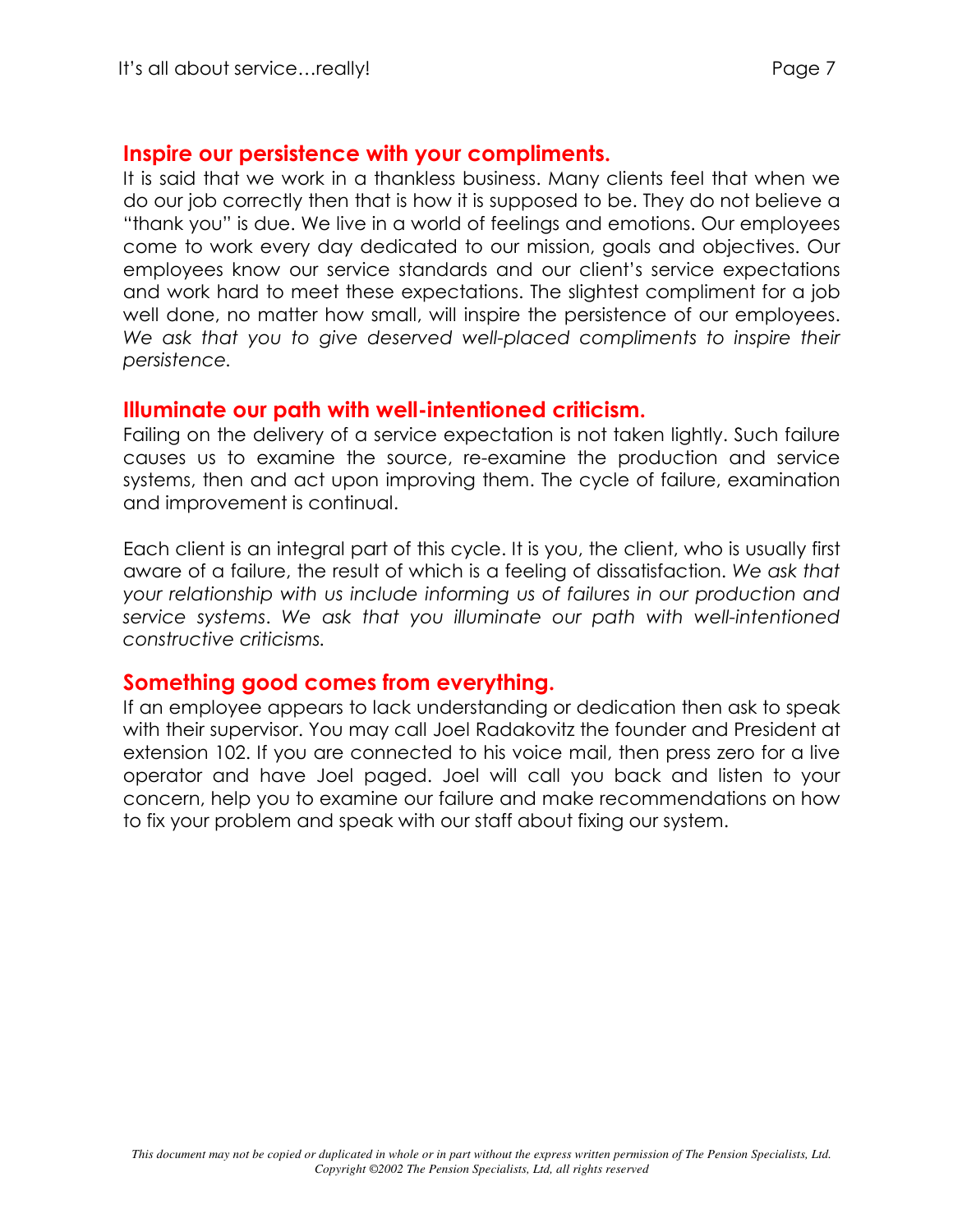## Inspire our persistence with your compliments.

It is said that we work in a thankless business. Many clients feel that when we do our job correctly then that is how it is supposed to be. They do not believe a "thank you" is due. We live in a world of feelings and emotions. Our employees come to work every day dedicated to our mission, goals and objectives. Our employees know our service standards and our client's service expectations and work hard to meet these expectations. The slightest compliment for a job well done, no matter how small, will inspire the persistence of our employees. *We ask that you to give deserved well-placed compliments to inspire their persistence.*

## Illuminate our path with well-intentioned criticism.

Failing on the delivery of a service expectation is not taken lightly. Such failure causes us to examine the source, re-examine the production and service systems, then and act upon improving them. The cycle of failure, examination and improvement is continual.

Each client is an integral part of this cycle. It is you, the client, who is usually first aware of a failure, the result of which is a feeling of dissatisfaction. *We ask that your relationship with us include informing us of failures in our production and service systems*. *We ask that you illuminate our path with well-intentioned constructive criticisms.*

## Something good comes from everything.

If an employee appears to lack understanding or dedication then ask to speak with their supervisor. You may call Joel Radakovitz the founder and President at extension 102. If you are connected to his voice mail, then press zero for a live operator and have Joel paged. Joel will call you back and listen to your concern, help you to examine our failure and make recommendations on how to fix your problem and speak with our staff about fixing our system.

*This document may not be copied or duplicated in whole or in part without the express written permission of The Pension Specialists, Ltd.*
*Copyright ©2002 The Pension Specialists, Ltd, all rights reserved*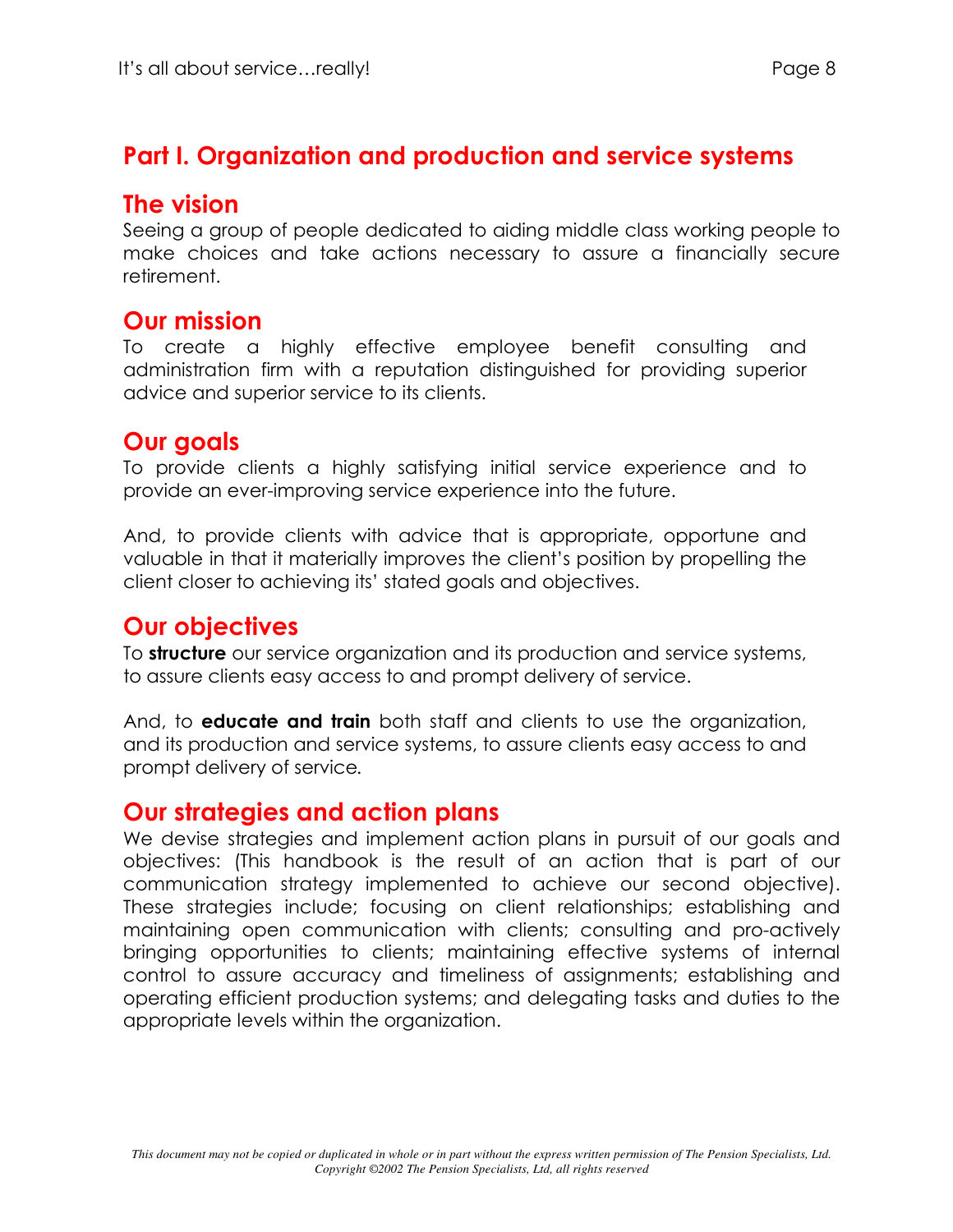# Part I. Organization and production and service systems

## The vision

Seeing a group of people dedicated to aiding middle class working people to make choices and take actions necessary to assure a financially secure retirement.

## Our mission

To create a highly effective employee benefit consulting and administration firm with a reputation distinguished for providing superior advice and superior service to its clients.

## Our goals

To provide clients a highly satisfying initial service experience and to provide an ever-improving service experience into the future.

And, to provide clients with advice that is appropriate, opportune and valuable in that it materially improves the client's position by propelling the client closer to achieving its' stated goals and objectives.

## Our objectives

To **structure** our service organization and its production and service systems, to assure clients easy access to and prompt delivery of service.

And, to **educate and train** both staff and clients to use the organization, and its production and service systems, to assure clients easy access to and prompt delivery of service.

## Our strategies and action plans

We devise strategies and implement action plans in pursuit of our goals and objectives: (This handbook is the result of an action that is part of our communication strategy implemented to achieve our second objective). These strategies include; focusing on client relationships; establishing and maintaining open communication with clients; consulting and pro-actively bringing opportunities to clients; maintaining effective systems of internal control to assure accuracy and timeliness of assignments; establishing and operating efficient production systems; and delegating tasks and duties to the appropriate levels within the organization.

*This document may not be copied or duplicated in whole or in part without the express written permission of The Pension Specialists, Ltd.*
*Copyright ©2002 The Pension Specialists, Ltd, all rights reserved*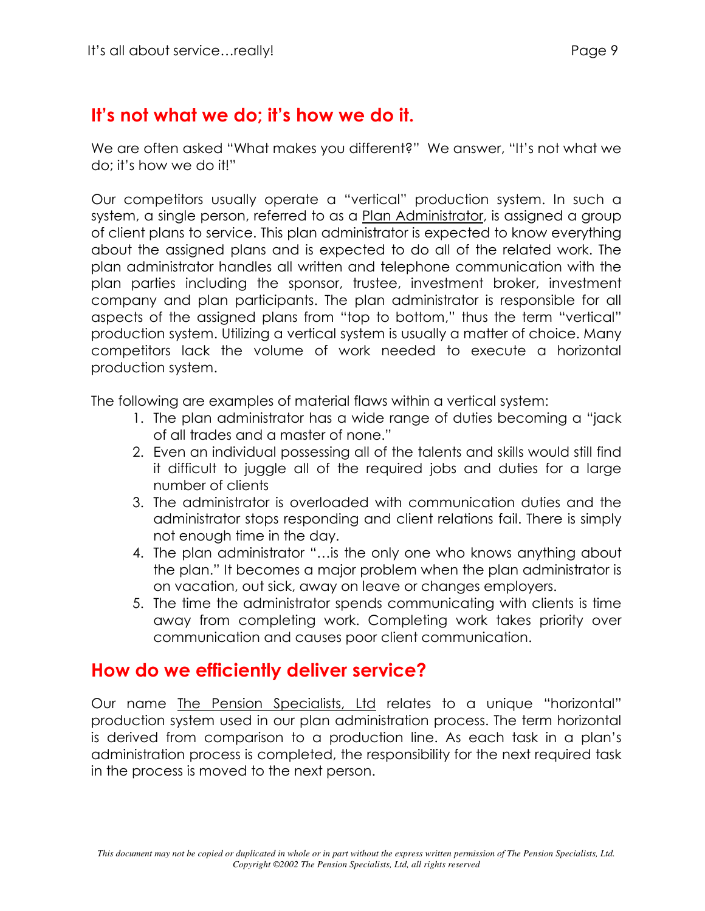## It's not what we do; it's how we do it.

We are often asked "What makes you different?" We answer, "It's not what we do; it's how we do it!"

Our competitors usually operate a "vertical" production system. In such a system, a single person, referred to as a <u>Plan Administrator</u>, is assigned a group of client plans to service. This plan administrator is expected to know everything about the assigned plans and is expected to do all of the related work. The plan administrator handles all written and telephone communication with the plan parties including the sponsor, trustee, investment broker, investment company and plan participants. The plan administrator is responsible for all aspects of the assigned plans from "top to bottom," thus the term "vertical" production system. Utilizing a vertical system is usually a matter of choice. Many competitors lack the volume of work needed to execute a horizontal production system.

The following are examples of material flaws within a vertical system:

1. The plan administrator has a wide range of duties becoming a "jack of all trades and a master of none."
2. Even an individual possessing all of the talents and skills would still find it difficult to juggle all of the required jobs and duties for a large number of clients
3. The administrator is overloaded with communication duties and the administrator stops responding and client relations fail. There is simply not enough time in the day.
4. The plan administrator "…is the only one who knows anything about the plan." It becomes a major problem when the plan administrator is on vacation, out sick, away on leave or changes employers.
5. The time the administrator spends communicating with clients is time away from completing work. Completing work takes priority over communication and causes poor client communication.

## How do we efficiently deliver service?

Our name <u>The Pension Specialists, Ltd</u> relates to a unique "horizontal" production system used in our plan administration process. The term horizontal is derived from comparison to a production line. As each task in a plan's administration process is completed, the responsibility for the next required task in the process is moved to the next person.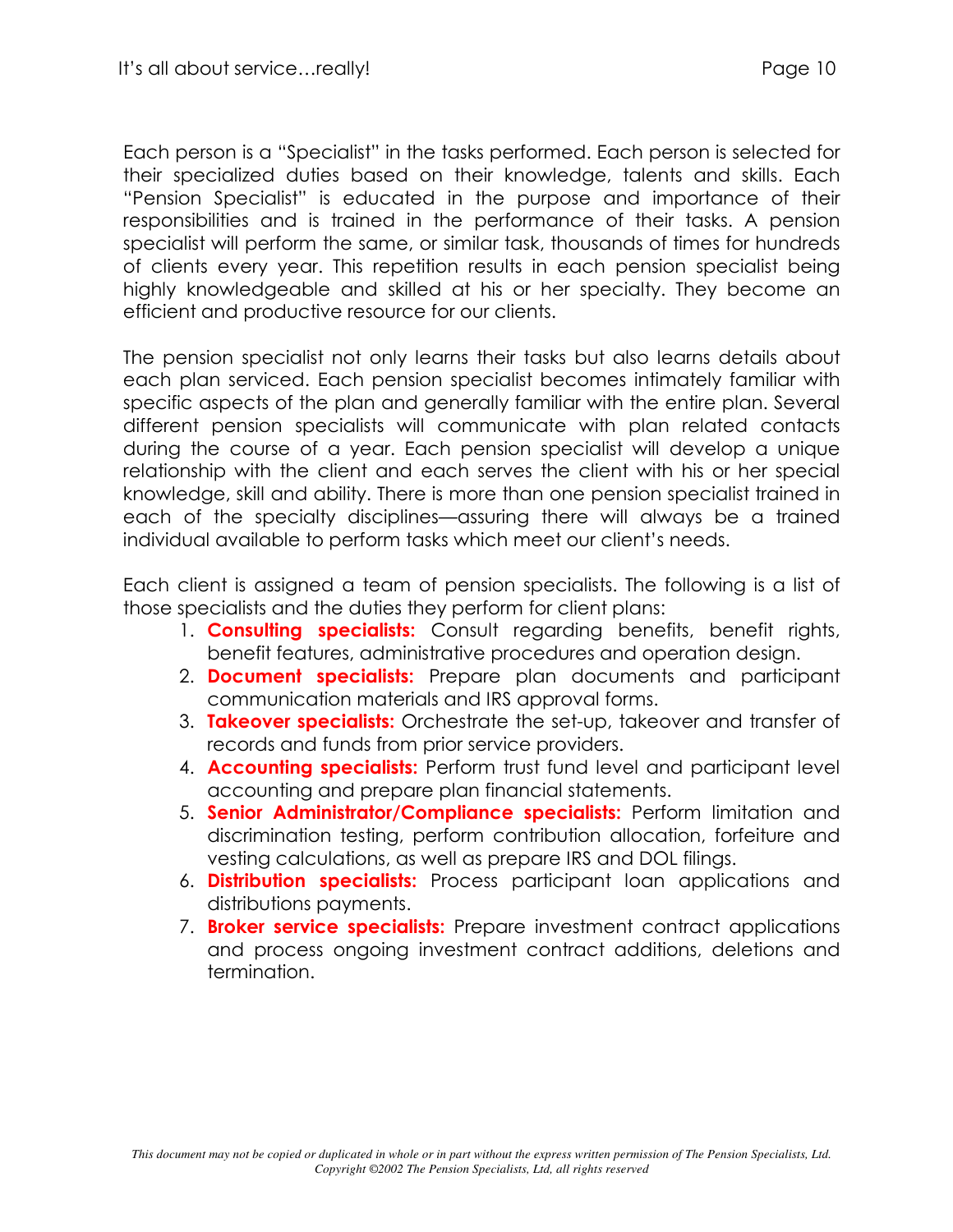Each person is a "Specialist" in the tasks performed. Each person is selected for their specialized duties based on their knowledge, talents and skills. Each "Pension Specialist" is educated in the purpose and importance of their responsibilities and is trained in the performance of their tasks. A pension specialist will perform the same, or similar task, thousands of times for hundreds of clients every year. This repetition results in each pension specialist being highly knowledgeable and skilled at his or her specialty. They become an efficient and productive resource for our clients.

The pension specialist not only learns their tasks but also learns details about each plan serviced. Each pension specialist becomes intimately familiar with specific aspects of the plan and generally familiar with the entire plan. Several different pension specialists will communicate with plan related contacts during the course of a year. Each pension specialist will develop a unique relationship with the client and each serves the client with his or her special knowledge, skill and ability. There is more than one pension specialist trained in each of the specialty disciplines—assuring there will always be a trained individual available to perform tasks which meet our client's needs.

Each client is assigned a team of pension specialists. The following is a list of those specialists and the duties they perform for client plans:

1. **Consulting specialists:** Consult regarding benefits, benefit rights, benefit features, administrative procedures and operation design.
2. **Document specialists:** Prepare plan documents and participant communication materials and IRS approval forms.
3. **Takeover specialists:** Orchestrate the set-up, takeover and transfer of records and funds from prior service providers.
4. **Accounting specialists:** Perform trust fund level and participant level accounting and prepare plan financial statements.
5. **Senior Administrator/Compliance specialists:** Perform limitation and discrimination testing, perform contribution allocation, forfeiture and vesting calculations, as well as prepare IRS and DOL filings.
6. **Distribution specialists:** Process participant loan applications and distributions payments.
7. **Broker service specialists:** Prepare investment contract applications and process ongoing investment contract additions, deletions and termination.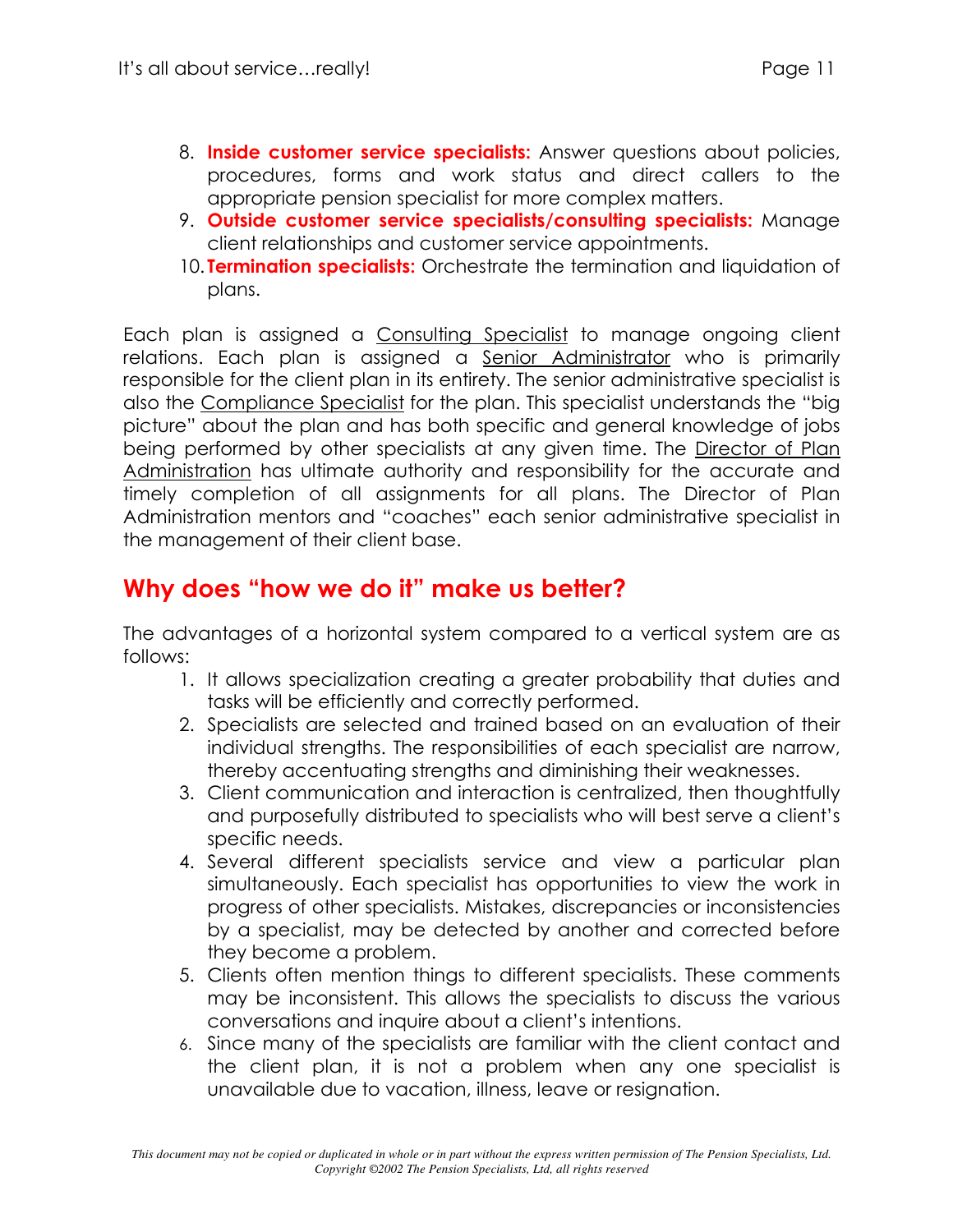8. **Inside customer service specialists:** Answer questions about policies, procedures, forms and work status and direct callers to the appropriate pension specialist for more complex matters.
9. **Outside customer service specialists/consulting specialists:** Manage client relationships and customer service appointments.
10. **Termination specialists:** Orchestrate the termination and liquidation of plans.

Each plan is assigned a Consulting Specialist to manage ongoing client relations. Each plan is assigned a Senior Administrator who is primarily responsible for the client plan in its entirety. The senior administrative specialist is also the Compliance Specialist for the plan. This specialist understands the "big picture" about the plan and has both specific and general knowledge of jobs being performed by other specialists at any given time. The Director of Plan Administration has ultimate authority and responsibility for the accurate and timely completion of all assignments for all plans. The Director of Plan Administration mentors and "coaches" each senior administrative specialist in the management of their client base.

## Why does "how we do it" make us better?

The advantages of a horizontal system compared to a vertical system are as follows:

1. It allows specialization creating a greater probability that duties and tasks will be efficiently and correctly performed.
2. Specialists are selected and trained based on an evaluation of their individual strengths. The responsibilities of each specialist are narrow, thereby accentuating strengths and diminishing their weaknesses.
3. Client communication and interaction is centralized, then thoughtfully and purposefully distributed to specialists who will best serve a client's specific needs.
4. Several different specialists service and view a particular plan simultaneously. Each specialist has opportunities to view the work in progress of other specialists. Mistakes, discrepancies or inconsistencies by a specialist, may be detected by another and corrected before they become a problem.
5. Clients often mention things to different specialists. These comments may be inconsistent. This allows the specialists to discuss the various conversations and inquire about a client's intentions.
6. Since many of the specialists are familiar with the client contact and the client plan, it is not a problem when any one specialist is unavailable due to vacation, illness, leave or resignation.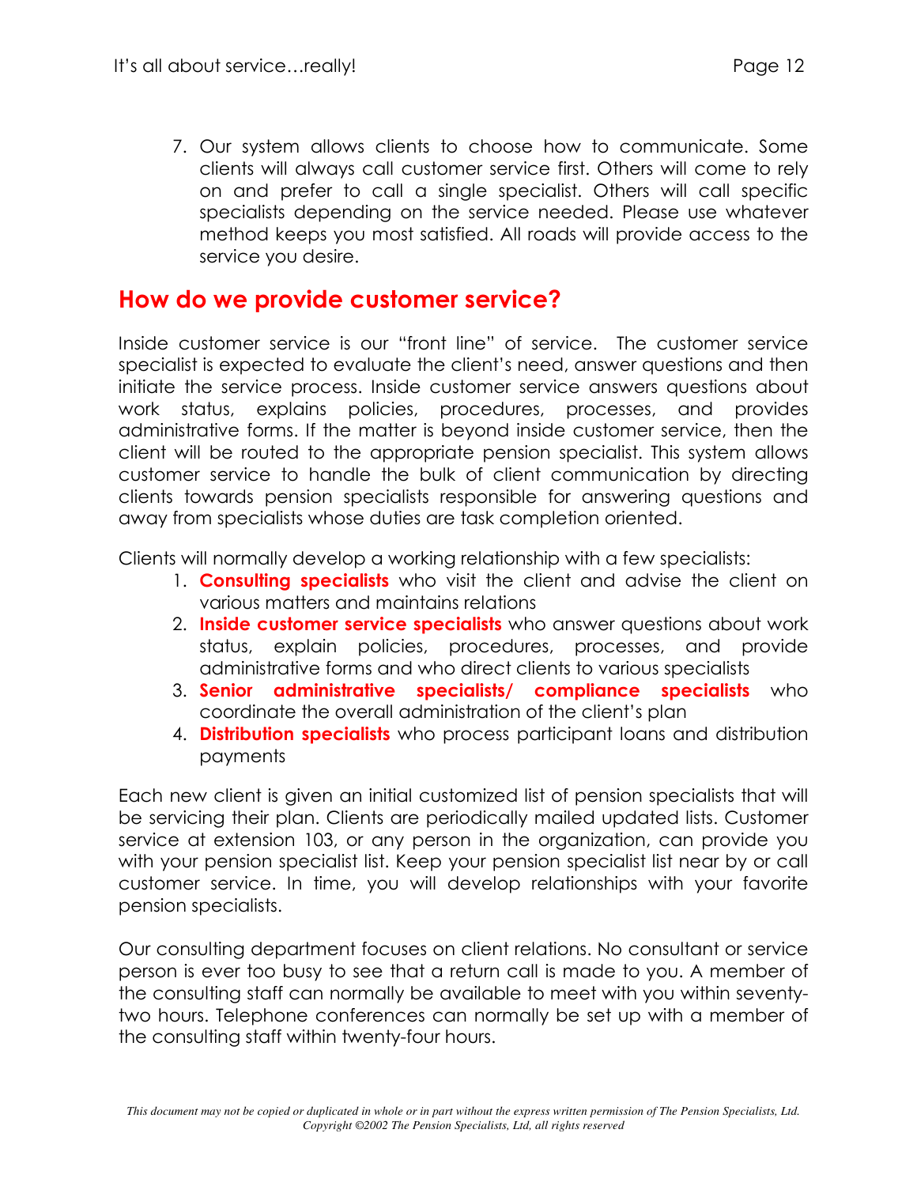7. Our system allows clients to choose how to communicate. Some clients will always call customer service first. Others will come to rely on and prefer to call a single specialist. Others will call specific specialists depending on the service needed. Please use whatever method keeps you most satisfied. All roads will provide access to the service you desire.

## How do we provide customer service?

Inside customer service is our "front line" of service. The customer service specialist is expected to evaluate the client's need, answer questions and then initiate the service process. Inside customer service answers questions about work status, explains policies, procedures, processes, and provides administrative forms. If the matter is beyond inside customer service, then the client will be routed to the appropriate pension specialist. This system allows customer service to handle the bulk of client communication by directing clients towards pension specialists responsible for answering questions and away from specialists whose duties are task completion oriented.

Clients will normally develop a working relationship with a few specialists:

1. **Consulting specialists** who visit the client and advise the client on various matters and maintains relations
2. **Inside customer service specialists** who answer questions about work status, explain policies, procedures, processes, and provide administrative forms and who direct clients to various specialists
3. **Senior administrative specialists/ compliance specialists** who coordinate the overall administration of the client's plan
4. **Distribution specialists** who process participant loans and distribution payments

Each new client is given an initial customized list of pension specialists that will be servicing their plan. Clients are periodically mailed updated lists. Customer service at extension 103, or any person in the organization, can provide you with your pension specialist list. Keep your pension specialist list near by or call customer service. In time, you will develop relationships with your favorite pension specialists.

Our consulting department focuses on client relations. No consultant or service person is ever too busy to see that a return call is made to you. A member of the consulting staff can normally be available to meet with you within seventy-two hours. Telephone conferences can normally be set up with a member of the consulting staff within twenty-four hours.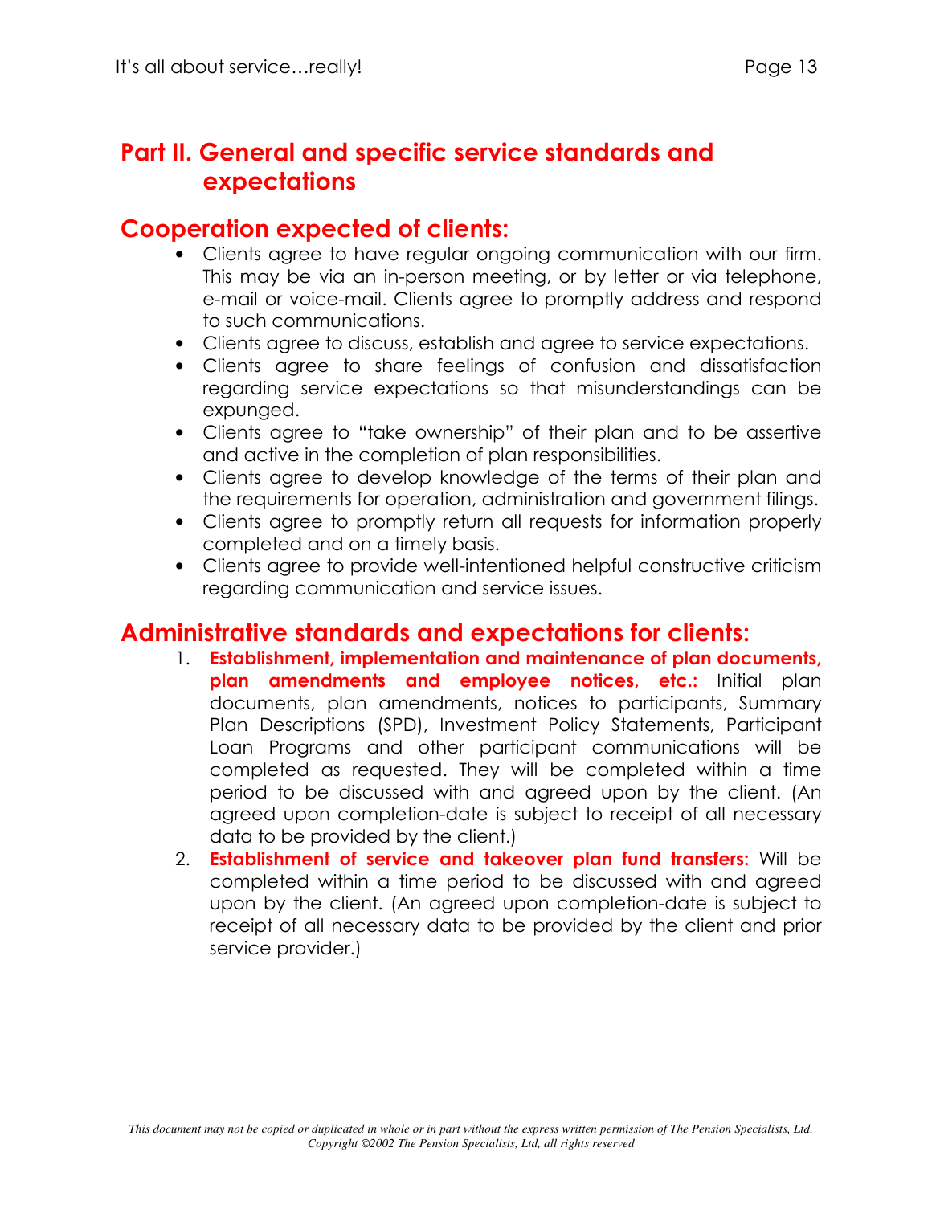## Part II. General and specific service standards and expectations

## Cooperation expected of clients:

- Clients agree to have regular ongoing communication with our firm. This may be via an in-person meeting, or by letter or via telephone, e-mail or voice-mail. Clients agree to promptly address and respond to such communications.
- Clients agree to discuss, establish and agree to service expectations.
- Clients agree to share feelings of confusion and dissatisfaction regarding service expectations so that misunderstandings can be expunged.
- Clients agree to "take ownership" of their plan and to be assertive and active in the completion of plan responsibilities.
- Clients agree to develop knowledge of the terms of their plan and the requirements for operation, administration and government filings.
- Clients agree to promptly return all requests for information properly completed and on a timely basis.
- Clients agree to provide well-intentioned helpful constructive criticism regarding communication and service issues.

## Administrative standards and expectations for clients:

1. **Establishment, implementation and maintenance of plan documents, plan amendments and employee notices, etc.:** Initial plan documents, plan amendments, notices to participants, Summary Plan Descriptions (SPD), Investment Policy Statements, Participant Loan Programs and other participant communications will be completed as requested. They will be completed within a time period to be discussed with and agreed upon by the client. (An agreed upon completion-date is subject to receipt of all necessary data to be provided by the client.)
2. **Establishment of service and takeover plan fund transfers:** Will be completed within a time period to be discussed with and agreed upon by the client. (An agreed upon completion-date is subject to receipt of all necessary data to be provided by the client and prior service provider.)

*This document may not be copied or duplicated in whole or in part without the express written permission of The Pension Specialists, Ltd. Copyright ©2002 The Pension Specialists, Ltd, all rights reserved*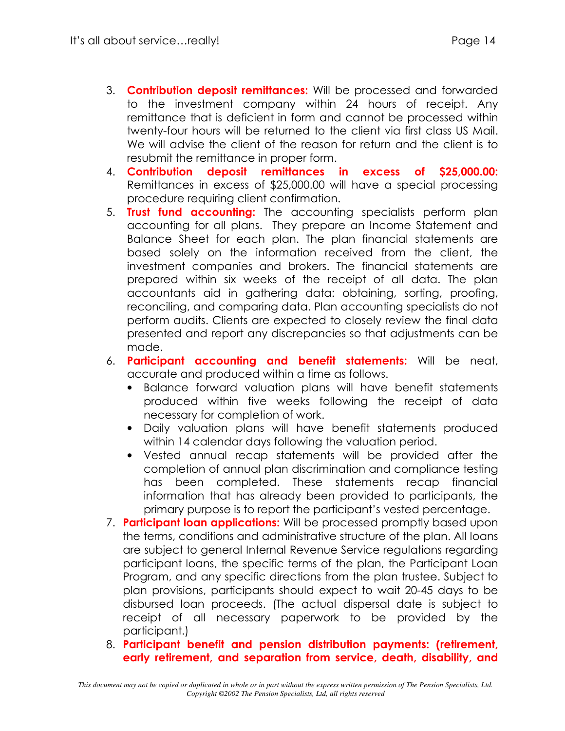3. **Contribution deposit remittances:** Will be processed and forwarded to the investment company within 24 hours of receipt. Any remittance that is deficient in form and cannot be processed within twenty-four hours will be returned to the client via first class US Mail. We will advise the client of the reason for return and the client is to resubmit the remittance in proper form.
4. **Contribution deposit remittances in excess of $25,000.00:** Remittances in excess of $25,000.00 will have a special processing procedure requiring client confirmation.
5. **Trust fund accounting:** The accounting specialists perform plan accounting for all plans. They prepare an Income Statement and Balance Sheet for each plan. The plan financial statements are based solely on the information received from the client, the investment companies and brokers. The financial statements are prepared within six weeks of the receipt of all data. The plan accountants aid in gathering data: obtaining, sorting, proofing, reconciling, and comparing data. Plan accounting specialists do not perform audits. Clients are expected to closely review the final data presented and report any discrepancies so that adjustments can be made.
6. **Participant accounting and benefit statements:** Will be neat, accurate and produced within a time as follows.
   - Balance forward valuation plans will have benefit statements produced within five weeks following the receipt of data necessary for completion of work.
   - Daily valuation plans will have benefit statements produced within 14 calendar days following the valuation period.
   - Vested annual recap statements will be provided after the completion of annual plan discrimination and compliance testing has been completed. These statements recap financial information that has already been provided to participants, the primary purpose is to report the participant's vested percentage.
7. **Participant loan applications:** Will be processed promptly based upon the terms, conditions and administrative structure of the plan. All loans are subject to general Internal Revenue Service regulations regarding participant loans, the specific terms of the plan, the Participant Loan Program, and any specific directions from the plan trustee. Subject to plan provisions, participants should expect to wait 20-45 days to be disbursed loan proceeds. (The actual dispersal date is subject to receipt of all necessary paperwork to be provided by the participant.)
8. **Participant benefit and pension distribution payments: (retirement, early retirement, and separation from service, death, disability, and**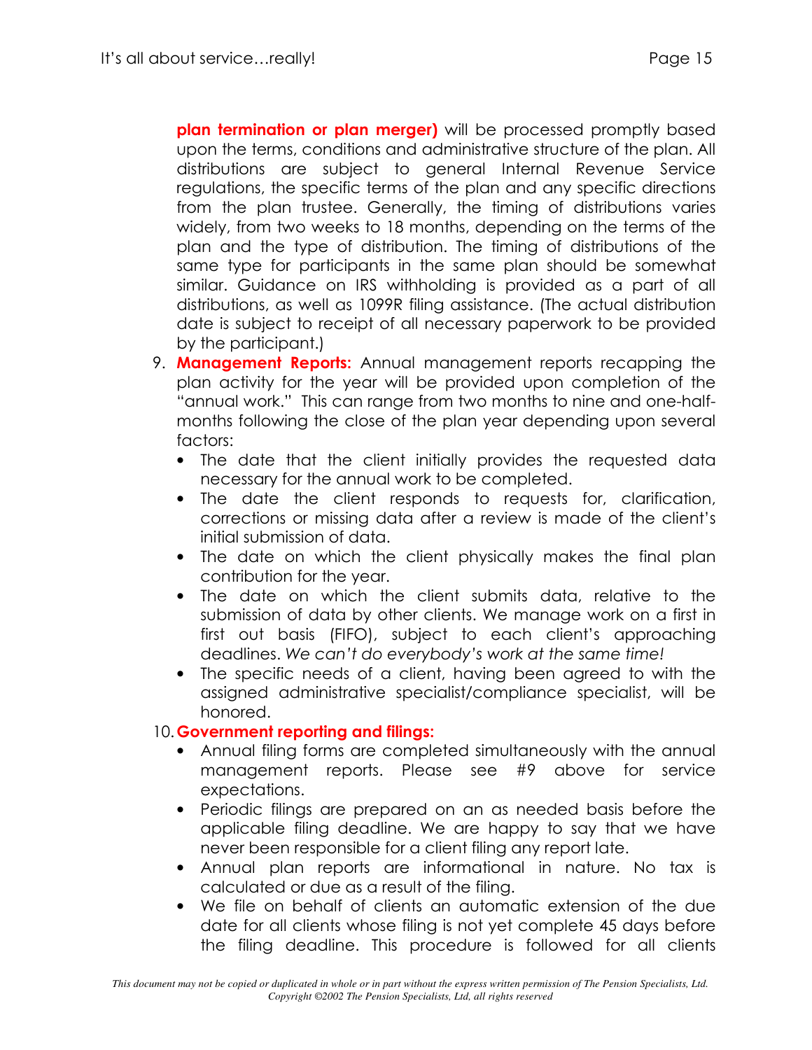**plan termination or plan merger)** will be processed promptly based upon the terms, conditions and administrative structure of the plan. All distributions are subject to general Internal Revenue Service regulations, the specific terms of the plan and any specific directions from the plan trustee. Generally, the timing of distributions varies widely, from two weeks to 18 months, depending on the terms of the plan and the type of distribution. The timing of distributions of the same type for participants in the same plan should be somewhat similar. Guidance on IRS withholding is provided as a part of all distributions, as well as 1099R filing assistance. (The actual distribution date is subject to receipt of all necessary paperwork to be provided by the participant.)

9. **Management Reports:** Annual management reports recapping the plan activity for the year will be provided upon completion of the "annual work." This can range from two months to nine and one-half-months following the close of the plan year depending upon several factors:
   - The date that the client initially provides the requested data necessary for the annual work to be completed.
   - The date the client responds to requests for, clarification, corrections or missing data after a review is made of the client's initial submission of data.
   - The date on which the client physically makes the final plan contribution for the year.
   - The date on which the client submits data, relative to the submission of data by other clients. We manage work on a first in first out basis (FIFO), subject to each client's approaching deadlines. *We can't do everybody's work at the same time!*
   - The specific needs of a client, having been agreed to with the assigned administrative specialist/compliance specialist, will be honored.
10. **Government reporting and filings:**
    - Annual filing forms are completed simultaneously with the annual management reports. Please see #9 above for service expectations.
    - Periodic filings are prepared on an as needed basis before the applicable filing deadline. We are happy to say that we have never been responsible for a client filing any report late.
    - Annual plan reports are informational in nature. No tax is calculated or due as a result of the filing.
    - We file on behalf of clients an automatic extension of the due date for all clients whose filing is not yet complete 45 days before the filing deadline. This procedure is followed for all clients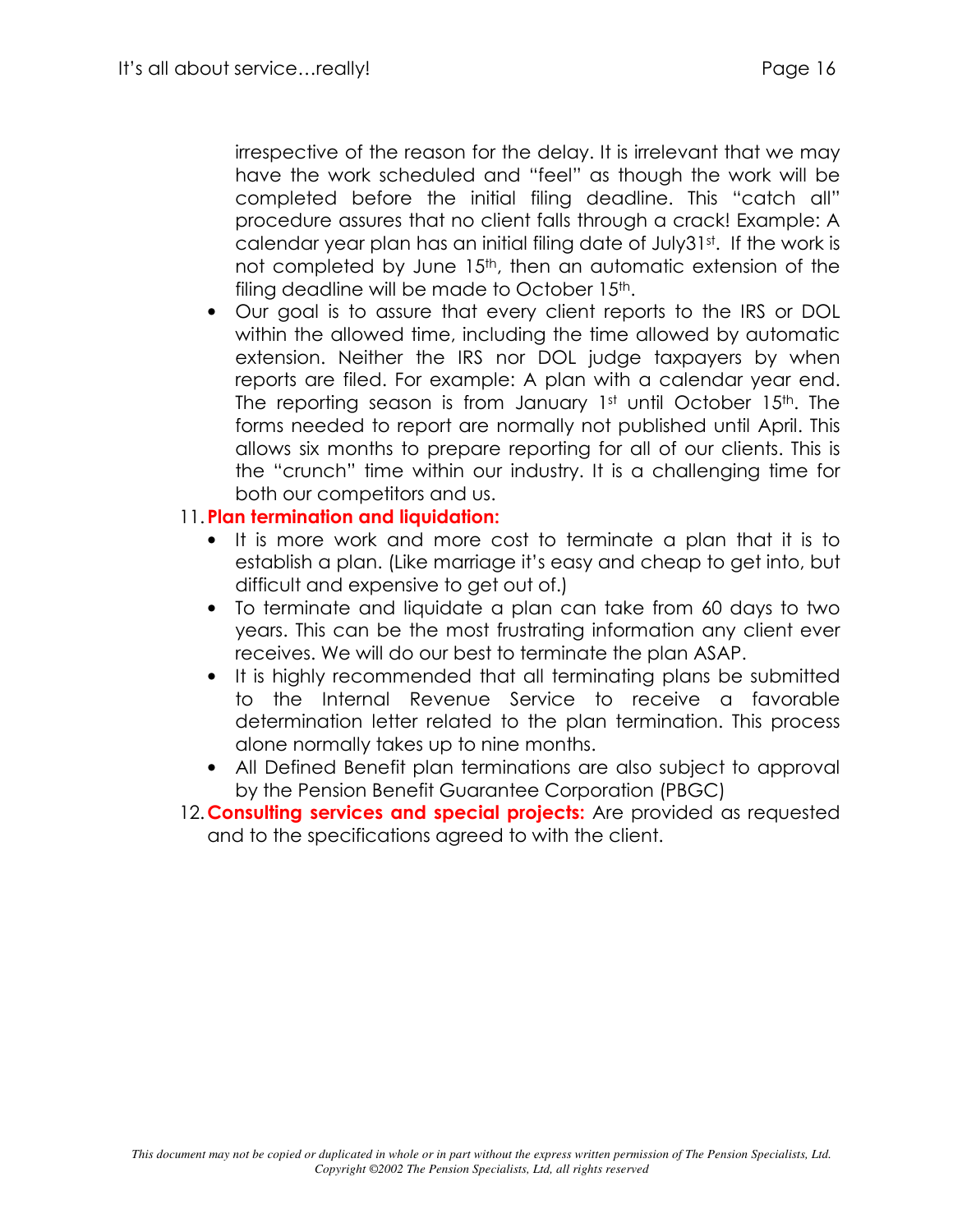irrespective of the reason for the delay. It is irrelevant that we may have the work scheduled and "feel" as though the work will be completed before the initial filing deadline. This "catch all" procedure assures that no client falls through a crack! Example: A calendar year plan has an initial filing date of July31st. If the work is not completed by June 15th, then an automatic extension of the filing deadline will be made to October 15th.

- Our goal is to assure that every client reports to the IRS or DOL within the allowed time, including the time allowed by automatic extension. Neither the IRS nor DOL judge taxpayers by when reports are filed. For example: A plan with a calendar year end. The reporting season is from January 1st until October 15th. The forms needed to report are normally not published until April. This allows six months to prepare reporting for all of our clients. This is the "crunch" time within our industry. It is a challenging time for both our competitors and us.

11. **Plan termination and liquidation:**
    - It is more work and more cost to terminate a plan that it is to establish a plan. (Like marriage it's easy and cheap to get into, but difficult and expensive to get out of.)
    - To terminate and liquidate a plan can take from 60 days to two years. This can be the most frustrating information any client ever receives. We will do our best to terminate the plan ASAP.
    - It is highly recommended that all terminating plans be submitted to the Internal Revenue Service to receive a favorable determination letter related to the plan termination. This process alone normally takes up to nine months.
    - All Defined Benefit plan terminations are also subject to approval by the Pension Benefit Guarantee Corporation (PBGC)
12. **Consulting services and special projects:** Are provided as requested and to the specifications agreed to with the client.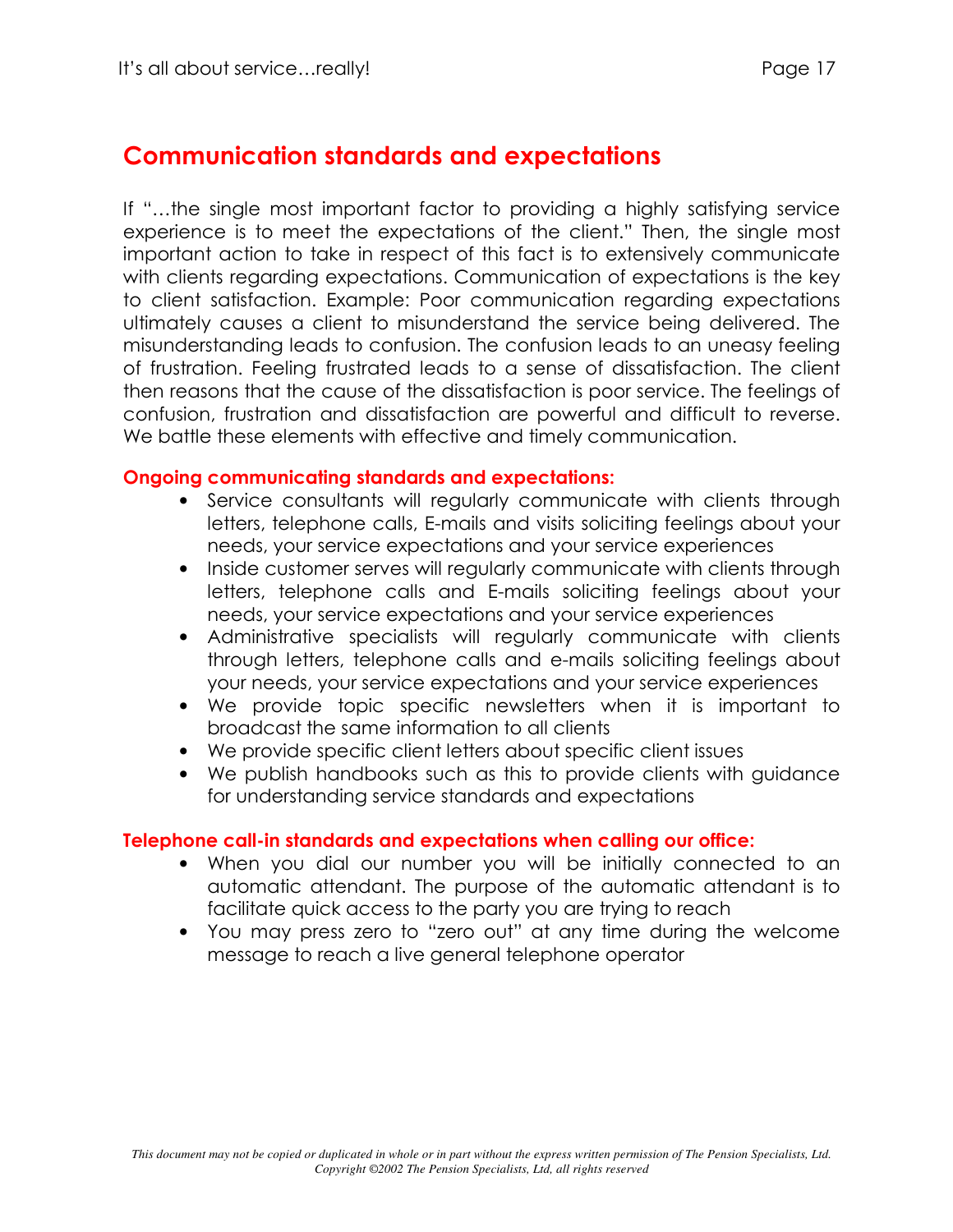## Communication standards and expectations

If "…the single most important factor to providing a highly satisfying service experience is to meet the expectations of the client." Then, the single most important action to take in respect of this fact is to extensively communicate with clients regarding expectations. Communication of expectations is the key to client satisfaction. Example: Poor communication regarding expectations ultimately causes a client to misunderstand the service being delivered. The misunderstanding leads to confusion. The confusion leads to an uneasy feeling of frustration. Feeling frustrated leads to a sense of dissatisfaction. The client then reasons that the cause of the dissatisfaction is poor service. The feelings of confusion, frustration and dissatisfaction are powerful and difficult to reverse. We battle these elements with effective and timely communication.

### Ongoing communicating standards and expectations:

- Service consultants will regularly communicate with clients through letters, telephone calls, E-mails and visits soliciting feelings about your needs, your service expectations and your service experiences
- Inside customer serves will regularly communicate with clients through letters, telephone calls and E-mails soliciting feelings about your needs, your service expectations and your service experiences
- Administrative specialists will regularly communicate with clients through letters, telephone calls and e-mails soliciting feelings about your needs, your service expectations and your service experiences
- We provide topic specific newsletters when it is important to broadcast the same information to all clients
- We provide specific client letters about specific client issues
- We publish handbooks such as this to provide clients with guidance for understanding service standards and expectations

### Telephone call-in standards and expectations when calling our office:

- When you dial our number you will be initially connected to an automatic attendant. The purpose of the automatic attendant is to facilitate quick access to the party you are trying to reach
- You may press zero to "zero out" at any time during the welcome message to reach a live general telephone operator

*This document may not be copied or duplicated in whole or in part without the express written permission of The Pension Specialists, Ltd. Copyright ©2002 The Pension Specialists, Ltd, all rights reserved*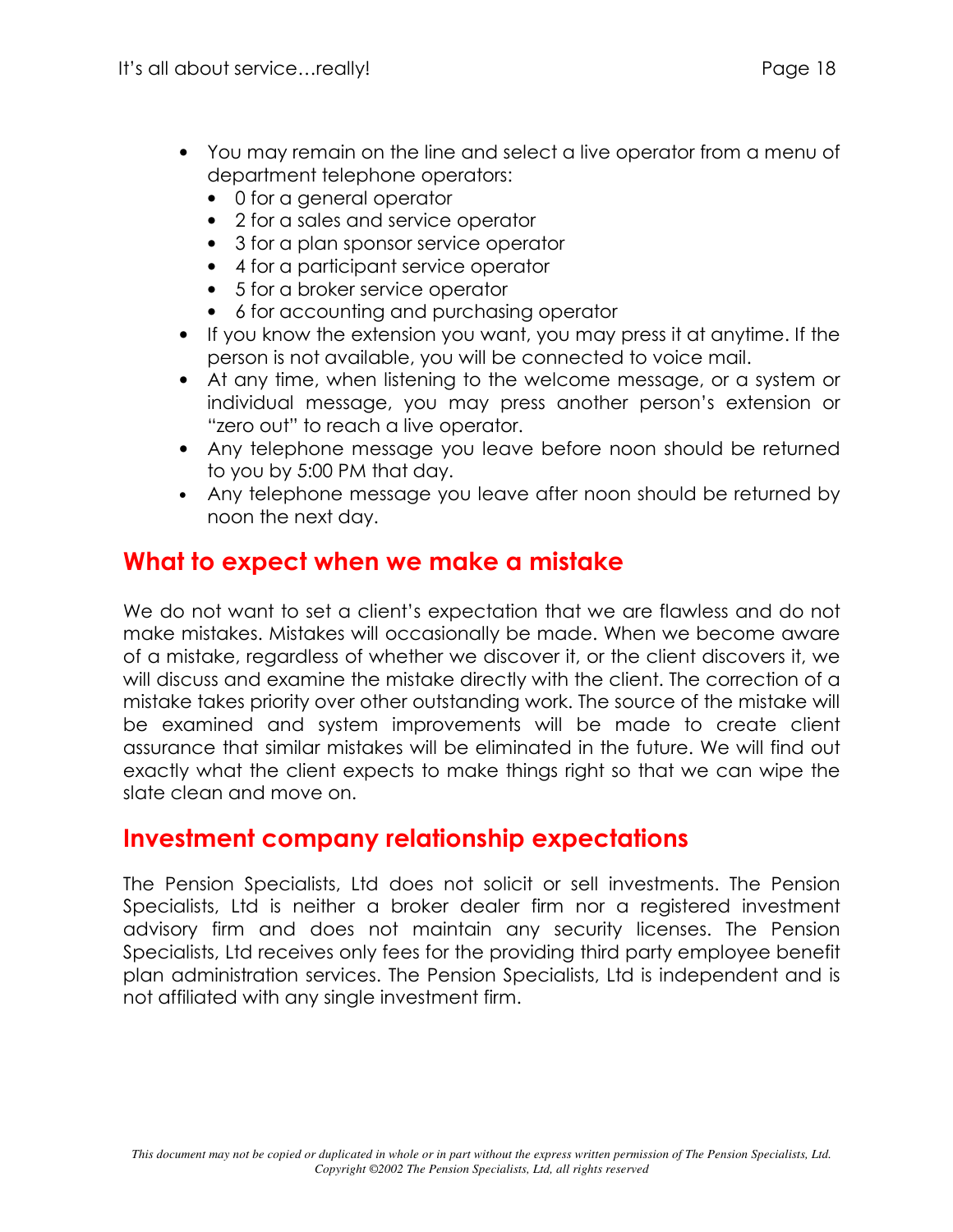- You may remain on the line and select a live operator from a menu of department telephone operators:
  - 0 for a general operator
  - 2 for a sales and service operator
  - 3 for a plan sponsor service operator
  - 4 for a participant service operator
  - 5 for a broker service operator
  - 6 for accounting and purchasing operator
- If you know the extension you want, you may press it at anytime. If the person is not available, you will be connected to voice mail.
- At any time, when listening to the welcome message, or a system or individual message, you may press another person's extension or "zero out" to reach a live operator.
- Any telephone message you leave before noon should be returned to you by 5:00 PM that day.
- Any telephone message you leave after noon should be returned by noon the next day.

## What to expect when we make a mistake

We do not want to set a client's expectation that we are flawless and do not make mistakes. Mistakes will occasionally be made. When we become aware of a mistake, regardless of whether we discover it, or the client discovers it, we will discuss and examine the mistake directly with the client. The correction of a mistake takes priority over other outstanding work. The source of the mistake will be examined and system improvements will be made to create client assurance that similar mistakes will be eliminated in the future. We will find out exactly what the client expects to make things right so that we can wipe the slate clean and move on.

## Investment company relationship expectations

The Pension Specialists, Ltd does not solicit or sell investments. The Pension Specialists, Ltd is neither a broker dealer firm nor a registered investment advisory firm and does not maintain any security licenses. The Pension Specialists, Ltd receives only fees for the providing third party employee benefit plan administration services. The Pension Specialists, Ltd is independent and is not affiliated with any single investment firm.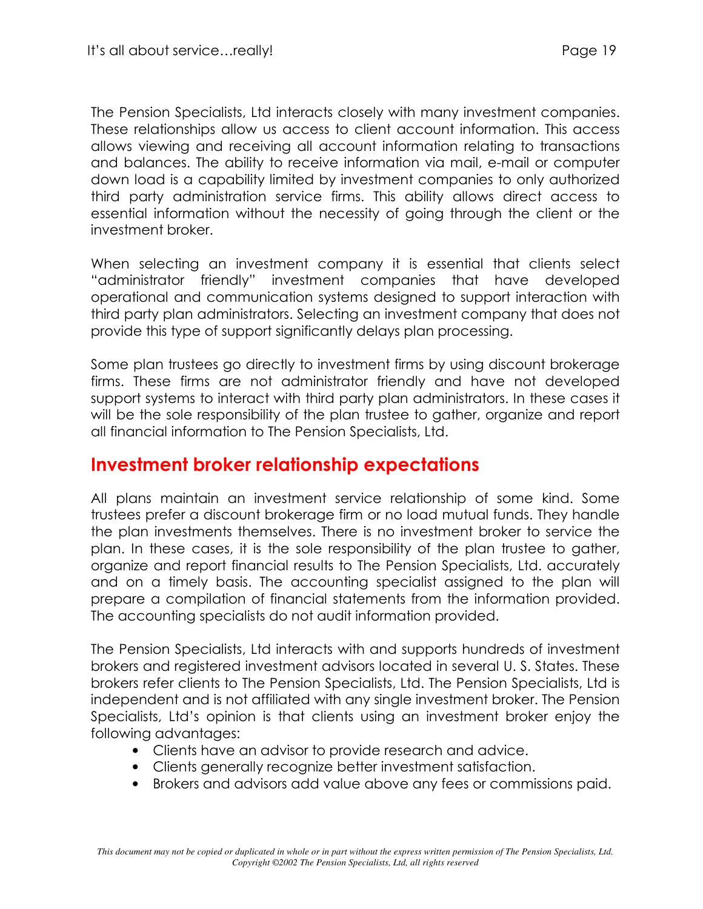The Pension Specialists, Ltd interacts closely with many investment companies. These relationships allow us access to client account information. This access allows viewing and receiving all account information relating to transactions and balances. The ability to receive information via mail, e-mail or computer down load is a capability limited by investment companies to only authorized third party administration service firms. This ability allows direct access to essential information without the necessity of going through the client or the investment broker.

When selecting an investment company it is essential that clients select "administrator friendly" investment companies that have developed operational and communication systems designed to support interaction with third party plan administrators. Selecting an investment company that does not provide this type of support significantly delays plan processing.

Some plan trustees go directly to investment firms by using discount brokerage firms. These firms are not administrator friendly and have not developed support systems to interact with third party plan administrators. In these cases it will be the sole responsibility of the plan trustee to gather, organize and report all financial information to The Pension Specialists, Ltd.

## Investment broker relationship expectations

All plans maintain an investment service relationship of some kind. Some trustees prefer a discount brokerage firm or no load mutual funds. They handle the plan investments themselves. There is no investment broker to service the plan. In these cases, it is the sole responsibility of the plan trustee to gather, organize and report financial results to The Pension Specialists, Ltd. accurately and on a timely basis. The accounting specialist assigned to the plan will prepare a compilation of financial statements from the information provided. The accounting specialists do not audit information provided.

The Pension Specialists, Ltd interacts with and supports hundreds of investment brokers and registered investment advisors located in several U. S. States. These brokers refer clients to The Pension Specialists, Ltd. The Pension Specialists, Ltd is independent and is not affiliated with any single investment broker. The Pension Specialists, Ltd's opinion is that clients using an investment broker enjoy the following advantages:

- Clients have an advisor to provide research and advice.
- Clients generally recognize better investment satisfaction.
- Brokers and advisors add value above any fees or commissions paid.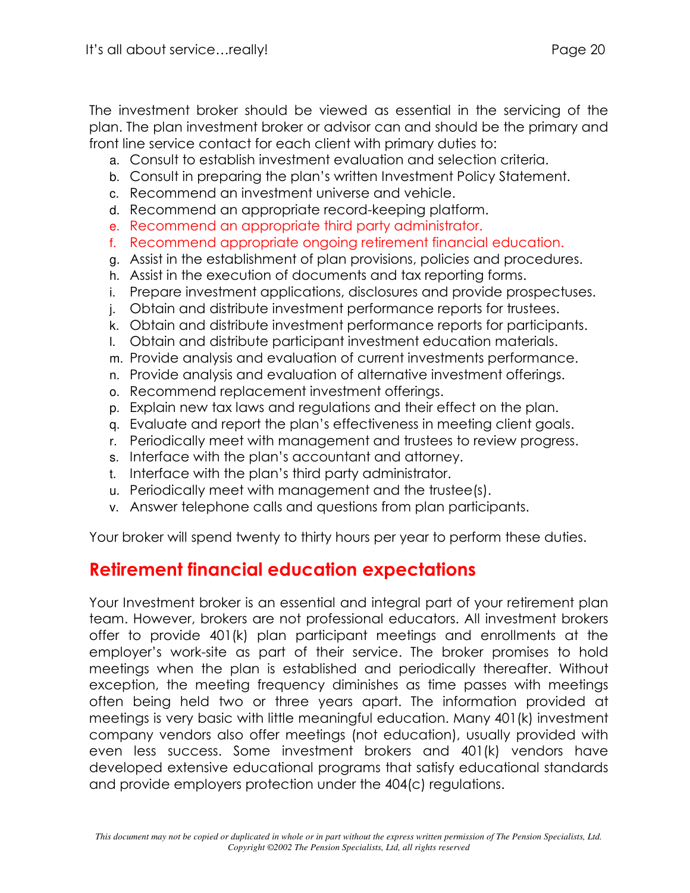The investment broker should be viewed as essential in the servicing of the plan. The plan investment broker or advisor can and should be the primary and front line service contact for each client with primary duties to:

a. Consult to establish investment evaluation and selection criteria.
b. Consult in preparing the plan's written Investment Policy Statement.
c. Recommend an investment universe and vehicle.
d. Recommend an appropriate record-keeping platform.
e. Recommend an appropriate third party administrator.
f. Recommend appropriate ongoing retirement financial education.
g. Assist in the establishment of plan provisions, policies and procedures.
h. Assist in the execution of documents and tax reporting forms.
i. Prepare investment applications, disclosures and provide prospectuses.
j. Obtain and distribute investment performance reports for trustees.
k. Obtain and distribute investment performance reports for participants.
l. Obtain and distribute participant investment education materials.
m. Provide analysis and evaluation of current investments performance.
n. Provide analysis and evaluation of alternative investment offerings.
o. Recommend replacement investment offerings.
p. Explain new tax laws and regulations and their effect on the plan.
q. Evaluate and report the plan's effectiveness in meeting client goals.
r. Periodically meet with management and trustees to review progress.
s. Interface with the plan's accountant and attorney.
t. Interface with the plan's third party administrator.
u. Periodically meet with management and the trustee(s).
v. Answer telephone calls and questions from plan participants.

Your broker will spend twenty to thirty hours per year to perform these duties.

## Retirement financial education expectations

Your Investment broker is an essential and integral part of your retirement plan team. However, brokers are not professional educators. All investment brokers offer to provide 401(k) plan participant meetings and enrollments at the employer's work-site as part of their service. The broker promises to hold meetings when the plan is established and periodically thereafter. Without exception, the meeting frequency diminishes as time passes with meetings often being held two or three years apart. The information provided at meetings is very basic with little meaningful education. Many 401(k) investment company vendors also offer meetings (not education), usually provided with even less success. Some investment brokers and 401(k) vendors have developed extensive educational programs that satisfy educational standards and provide employers protection under the 404(c) regulations.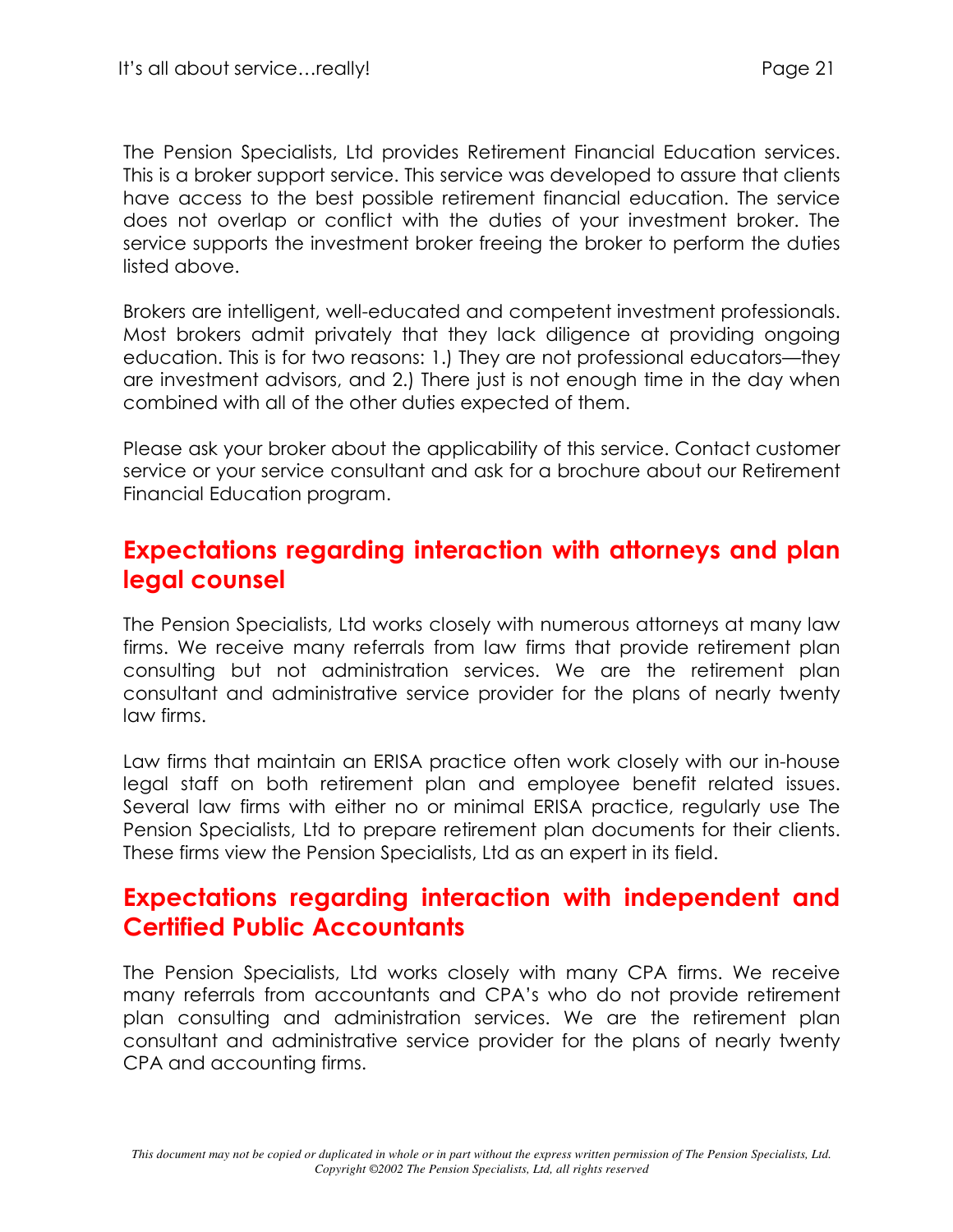The Pension Specialists, Ltd provides Retirement Financial Education services. This is a broker support service. This service was developed to assure that clients have access to the best possible retirement financial education. The service does not overlap or conflict with the duties of your investment broker. The service supports the investment broker freeing the broker to perform the duties listed above.

Brokers are intelligent, well-educated and competent investment professionals. Most brokers admit privately that they lack diligence at providing ongoing education. This is for two reasons: 1.) They are not professional educators—they are investment advisors, and 2.) There just is not enough time in the day when combined with all of the other duties expected of them.

Please ask your broker about the applicability of this service. Contact customer service or your service consultant and ask for a brochure about our Retirement Financial Education program.

## Expectations regarding interaction with attorneys and plan legal counsel

The Pension Specialists, Ltd works closely with numerous attorneys at many law firms. We receive many referrals from law firms that provide retirement plan consulting but not administration services. We are the retirement plan consultant and administrative service provider for the plans of nearly twenty law firms.

Law firms that maintain an ERISA practice often work closely with our in-house legal staff on both retirement plan and employee benefit related issues. Several law firms with either no or minimal ERISA practice, regularly use The Pension Specialists, Ltd to prepare retirement plan documents for their clients. These firms view the Pension Specialists, Ltd as an expert in its field.

## Expectations regarding interaction with independent and Certified Public Accountants

The Pension Specialists, Ltd works closely with many CPA firms. We receive many referrals from accountants and CPA's who do not provide retirement plan consulting and administration services. We are the retirement plan consultant and administrative service provider for the plans of nearly twenty CPA and accounting firms.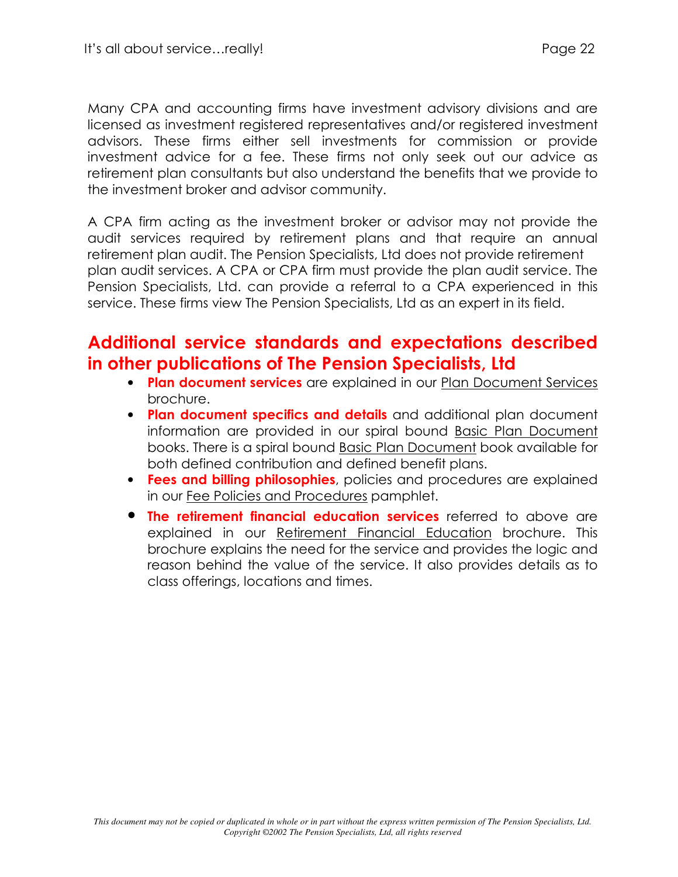Many CPA and accounting firms have investment advisory divisions and are licensed as investment registered representatives and/or registered investment advisors. These firms either sell investments for commission or provide investment advice for a fee. These firms not only seek out our advice as retirement plan consultants but also understand the benefits that we provide to the investment broker and advisor community.

A CPA firm acting as the investment broker or advisor may not provide the audit services required by retirement plans and that require an annual retirement plan audit. The Pension Specialists, Ltd does not provide retirement plan audit services. A CPA or CPA firm must provide the plan audit service. The Pension Specialists, Ltd. can provide a referral to a CPA experienced in this service. These firms view The Pension Specialists, Ltd as an expert in its field.

## Additional service standards and expectations described in other publications of The Pension Specialists, Ltd

- **Plan document services** are explained in our Plan Document Services brochure.
- **Plan document specifics and details** and additional plan document information are provided in our spiral bound Basic Plan Document books. There is a spiral bound Basic Plan Document book available for both defined contribution and defined benefit plans.
- **Fees and billing philosophies**, policies and procedures are explained in our Fee Policies and Procedures pamphlet.
- **The retirement financial education services** referred to above are explained in our Retirement Financial Education brochure. This brochure explains the need for the service and provides the logic and reason behind the value of the service. It also provides details as to class offerings, locations and times.

*This document may not be copied or duplicated in whole or in part without the express written permission of The Pension Specialists, Ltd. Copyright ©2002 The Pension Specialists, Ltd, all rights reserved*